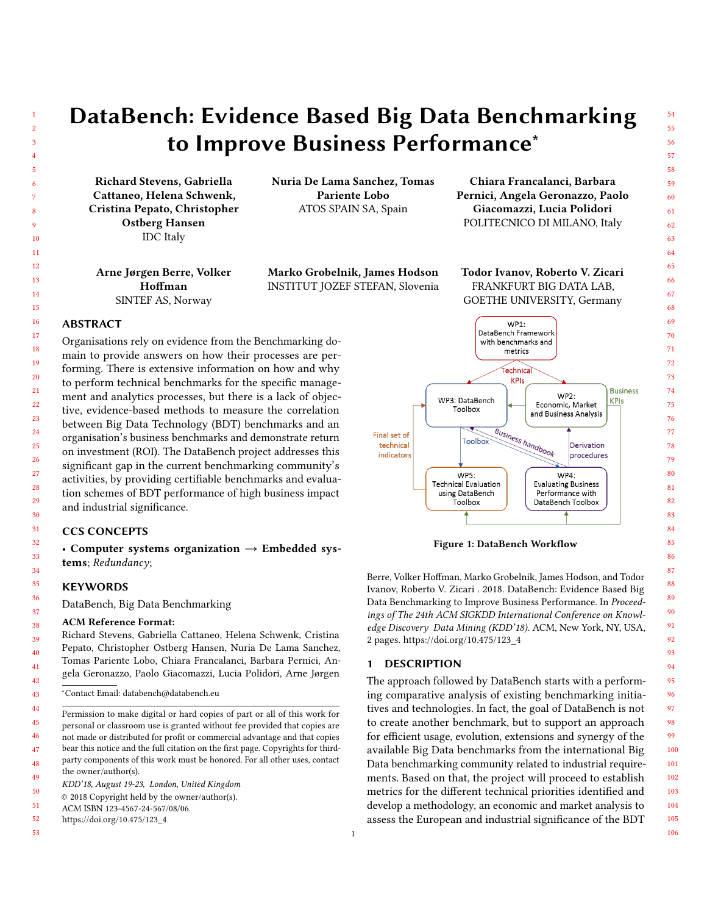# DataBench: Evidence Based Big Data Benchmarking to Improve Business Performance*

**Richard Stevens, Gabriella Cattaneo, Helena Schwenk, Cristina Pepato, Christopher Ostberg Hansen**
IDC Italy

**Nuria De Lama Sanchez, Tomas Pariente Lobo**
ATOS SPAIN SA, Spain

**Chiara Francalanci, Barbara Pernici, Angela Geronazzo, Paolo Giacomazzi, Lucia Polidori**
POLITECNICO DI MILANO, Italy

**Arne Jørgen Berre, Volker Hoffman**
SINTEF AS, Norway

**Marko Grobelnik, James Hodson**
INSTITUT JOZEF STEFAN, Slovenia

**Todor Ivanov, Roberto V. Zicari**
FRANKFURT BIG DATA LAB, GOETHE UNIVERSITY, Germany

## ABSTRACT

Organisations rely on evidence from the Benchmarking domain to provide answers on how their processes are performing. There is extensive information on how and why to perform technical benchmarks for the specific management and analytics processes, but there is a lack of objective, evidence-based methods to measure the correlation between Big Data Technology (BDT) benchmarks and an organisation's business benchmarks and demonstrate return on investment (ROI). The DataBench project addresses this significant gap in the current benchmarking community's activities, by providing certifiable benchmarks and evaluation schemes of BDT performance of high business impact and industrial significance.

## CCS CONCEPTS

• **Computer systems organization** → **Embedded systems**; *Redundancy*;

## KEYWORDS

DataBench, Big Data Benchmarking

**ACM Reference Format:**

Richard Stevens, Gabriella Cattaneo, Helena Schwenk, Cristina Pepato, Christopher Ostberg Hansen, Nuria De Lama Sanchez, Tomas Pariente Lobo, Chiara Francalanci, Barbara Pernici, Angela Geronazzo, Paolo Giacomazzi, Lucia Polidori, Arne Jørgen Berre, Volker Hoffman, Marko Grobelnik, James Hodson, and Todor Ivanov, Roberto V. Zicari . 2018. DataBench: Evidence Based Big Data Benchmarking to Improve Business Performance. In *Proceedings of The 24th ACM SIGKDD International Conference on Knowledge Discovery Data Mining (KDD'18)*. ACM, New York, NY, USA, 2 pages. https://doi.org/10.475/123_4

*Contact Email: databench@databench.eu

Permission to make digital or hard copies of part or all of this work for personal or classroom use is granted without fee provided that copies are not made or distributed for profit or commercial advantage and that copies bear this notice and the full citation on the first page. Copyrights for third-party components of this work must be honored. For all other uses, contact the owner/author(s).

*KDD'18, August 19-23, London, United Kingdom*
© 2018 Copyright held by the owner/author(s).
ACM ISBN 123-4567-24-567/08/06.
https://doi.org/10.475/123_4

**Figure 1: DataBench Workflow**

## 1 DESCRIPTION

The approach followed by DataBench starts with a performing comparative analysis of existing benchmarking initiatives and technologies. In fact, the goal of DataBench is not to create another benchmark, but to support an approach for efficient usage, evolution, extensions and synergy of the available Big Data benchmarks from the international Big Data benchmarking community related to industrial requirements. Based on that, the project will proceed to establish metrics for the different technical priorities identified and develop a methodology, an economic and market analysis to assess the European and industrial significance of the BDT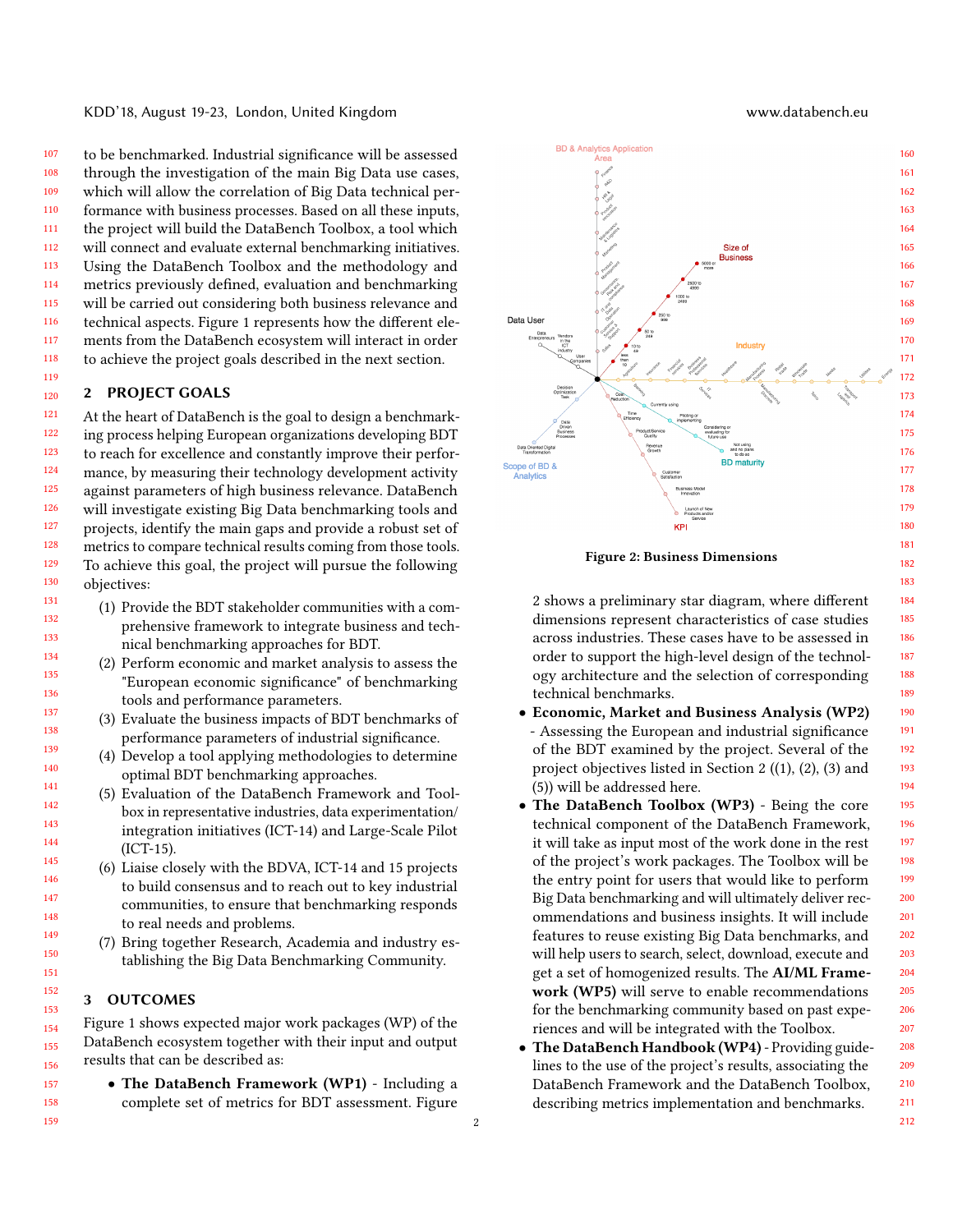to be benchmarked. Industrial significance will be assessed through the investigation of the main Big Data use cases, which will allow the correlation of Big Data technical performance with business processes. Based on all these inputs, the project will build the DataBench Toolbox, a tool which will connect and evaluate external benchmarking initiatives. Using the DataBench Toolbox and the methodology and metrics previously defined, evaluation and benchmarking will be carried out considering both business relevance and technical aspects. Figure 1 represents how the different elements from the DataBench ecosystem will interact in order to achieve the project goals described in the next section.

## 2 PROJECT GOALS

At the heart of DataBench is the goal to design a benchmarking process helping European organizations developing BDT to reach for excellence and constantly improve their performance, by measuring their technology development activity against parameters of high business relevance. DataBench will investigate existing Big Data benchmarking tools and projects, identify the main gaps and provide a robust set of metrics to compare technical results coming from those tools. To achieve this goal, the project will pursue the following objectives:

1. Provide the BDT stakeholder communities with a comprehensive framework to integrate business and technical benchmarking approaches for BDT.
2. Perform economic and market analysis to assess the "European economic significance" of benchmarking tools and performance parameters.
3. Evaluate the business impacts of BDT benchmarks of performance parameters of industrial significance.
4. Develop a tool applying methodologies to determine optimal BDT benchmarking approaches.
5. Evaluation of the DataBench Framework and Toolbox in representative industries, data experimentation/integration initiatives (ICT-14) and Large-Scale Pilot (ICT-15).
6. Liaise closely with the BDVA, ICT-14 and 15 projects to build consensus and to reach out to key industrial communities, to ensure that benchmarking responds to real needs and problems.
7. Bring together Research, Academia and industry establishing the Big Data Benchmarking Community.

## 3 OUTCOMES

Figure 1 shows expected major work packages (WP) of the DataBench ecosystem together with their input and output results that can be described as:

- **The DataBench Framework (WP1)** - Including a complete set of metrics for BDT assessment. Figure

BD & Analytics Application Area
Size of Business
Data User
Industry
Scope of BD & Analytics
BD maturity
KPI

Figure 2: Business Dimensions

2 shows a preliminary star diagram, where different dimensions represent characteristics of case studies across industries. These cases have to be assessed in order to support the high-level design of the technology architecture and the selection of corresponding technical benchmarks.

- **Economic, Market and Business Analysis (WP2)** - Assessing the European and industrial significance of the BDT examined by the project. Several of the project objectives listed in Section 2 ((1), (2), (3) and (5)) will be addressed here.
- **The DataBench Toolbox (WP3)** - Being the core technical component of the DataBench Framework, it will take as input most of the work done in the rest of the project's work packages. The Toolbox will be the entry point for users that would like to perform Big Data benchmarking and will ultimately deliver recommendations and business insights. It will include features to reuse existing Big Data benchmarks, and will help users to search, select, download, execute and get a set of homogenized results. The **AI/ML Framework (WP5)** will serve to enable recommendations for the benchmarking community based on past experiences and will be integrated with the Toolbox.
- **The DataBench Handbook (WP4)** - Providing guidelines to the use of the project's results, associating the DataBench Framework and the DataBench Toolbox, describing metrics implementation and benchmarks.